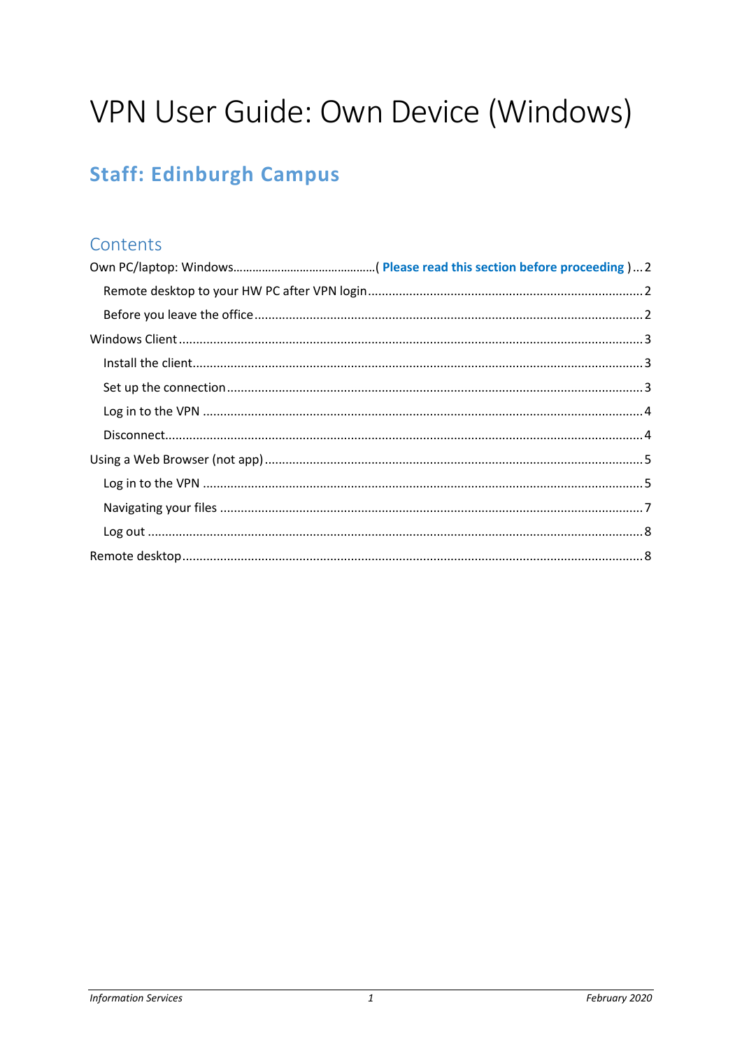# VPN User Guide: Own Device (Windows)

## Staff: Edinburgh Campus

### Contents

Own PC/laptop: Windows............................................( **Please read this section before proceeding** ) ... 2

- Remote desktop to your HW PC after VPN login ... 2
- Before you leave the office ... 2

Windows Client ... 3

- Install the client ... 3
- Set up the connection ... 3
- Log in to the VPN ... 4
- Disconnect ... 4

Using a Web Browser (not app) ... 5

- Log in to the VPN ... 5
- Navigating your files ... 7
- Log out ... 8

Remote desktop ... 8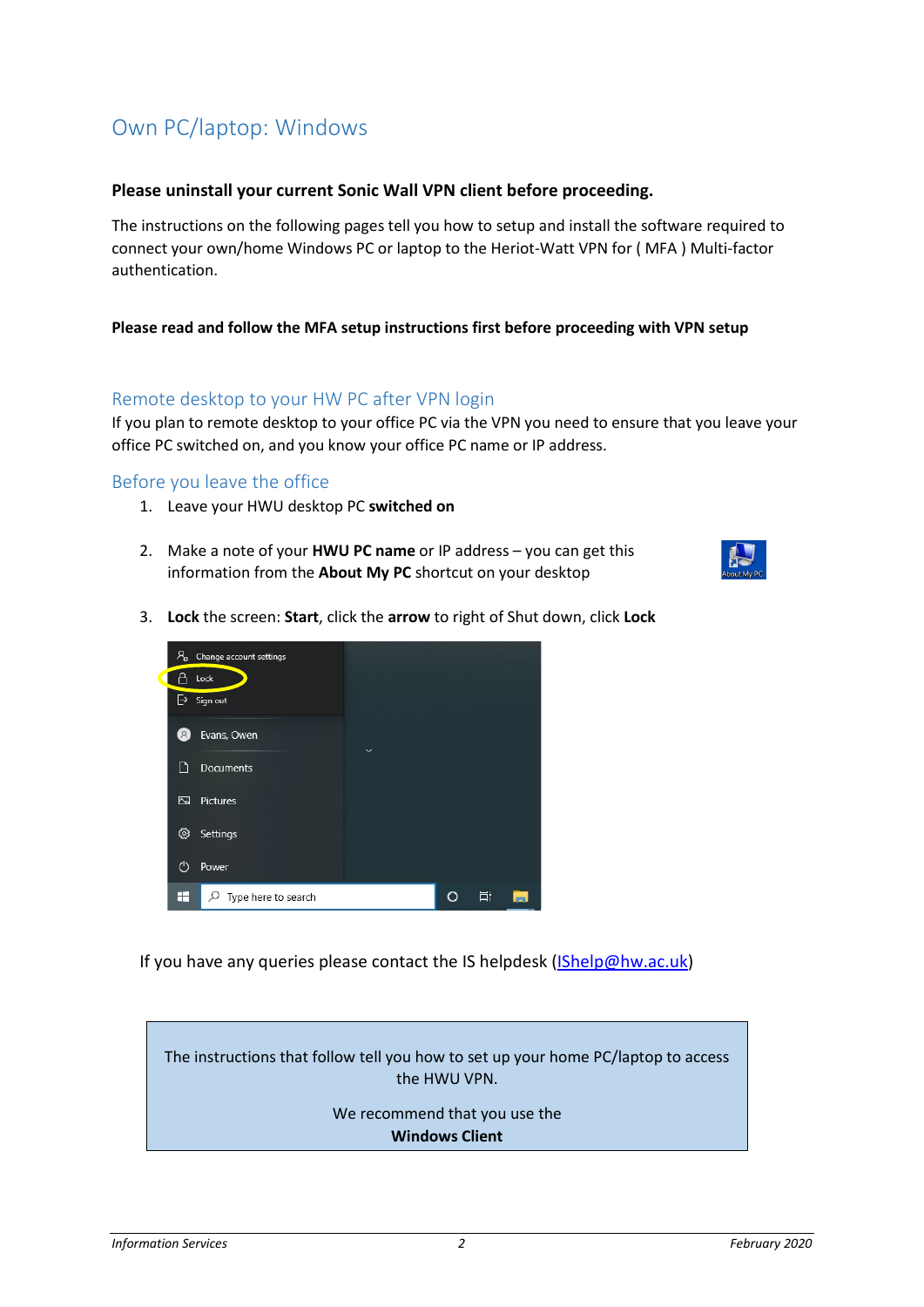# Own PC/laptop: Windows

**Please uninstall your current Sonic Wall VPN client before proceeding.**

The instructions on the following pages tell you how to setup and install the software required to connect your own/home Windows PC or laptop to the Heriot-Watt VPN for ( MFA ) Multi-factor authentication.

**Please read and follow the MFA setup instructions first before proceeding with VPN setup**

## Remote desktop to your HW PC after VPN login

If you plan to remote desktop to your office PC via the VPN you need to ensure that you leave your office PC switched on, and you know your office PC name or IP address.

## Before you leave the office

1. Leave your HWU desktop PC **switched on**
2. Make a note of your **HWU PC name** or IP address – you can get this information from the **About My PC** shortcut on your desktop
3. **Lock** the screen: **Start**, click the **arrow** to right of Shut down, click **Lock**

If you have any queries please contact the IS helpdesk (IShelp@hw.ac.uk)

| The instructions that follow tell you how to set up your home PC/laptop to access the HWU VPN. We recommend that you use the **Windows Client** |
|---|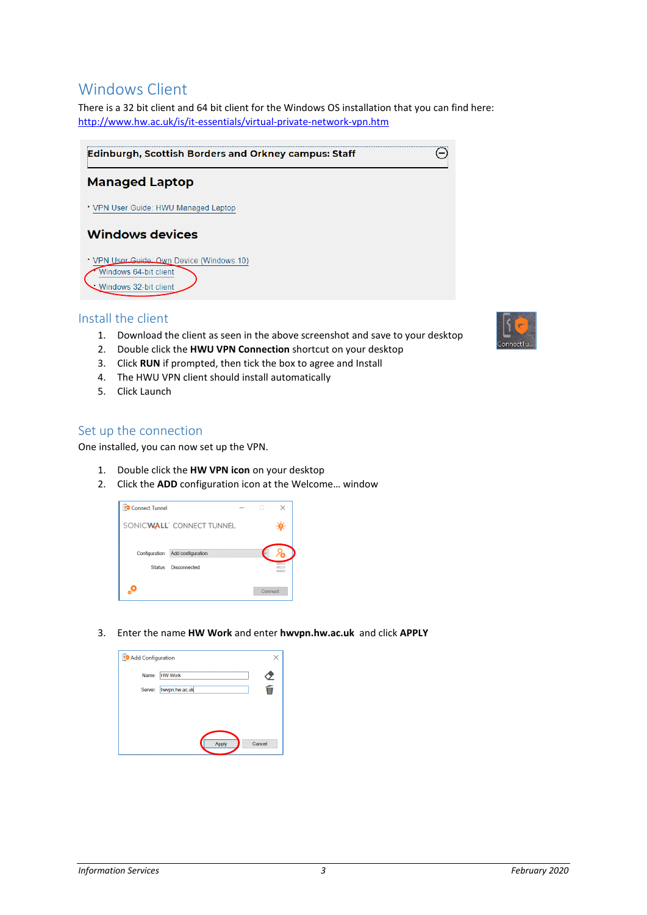# Windows Client

There is a 32 bit client and 64 bit client for the Windows OS installation that you can find here: http://www.hw.ac.uk/is/it-essentials/virtual-private-network-vpn.htm

## Install the client

1. Download the client as seen in the above screenshot and save to your desktop
2. Double click the **HWU VPN Connection** shortcut on your desktop
3. Click **RUN** if prompted, then tick the box to agree and Install
4. The HWU VPN client should install automatically
5. Click Launch

## Set up the connection

One installed, you can now set up the VPN.

1. Double click the **HW VPN icon** on your desktop
2. Click the **ADD** configuration icon at the Welcome… window

3. Enter the name **HW Work** and enter **hwvpn.hw.ac.uk** and click **APPLY**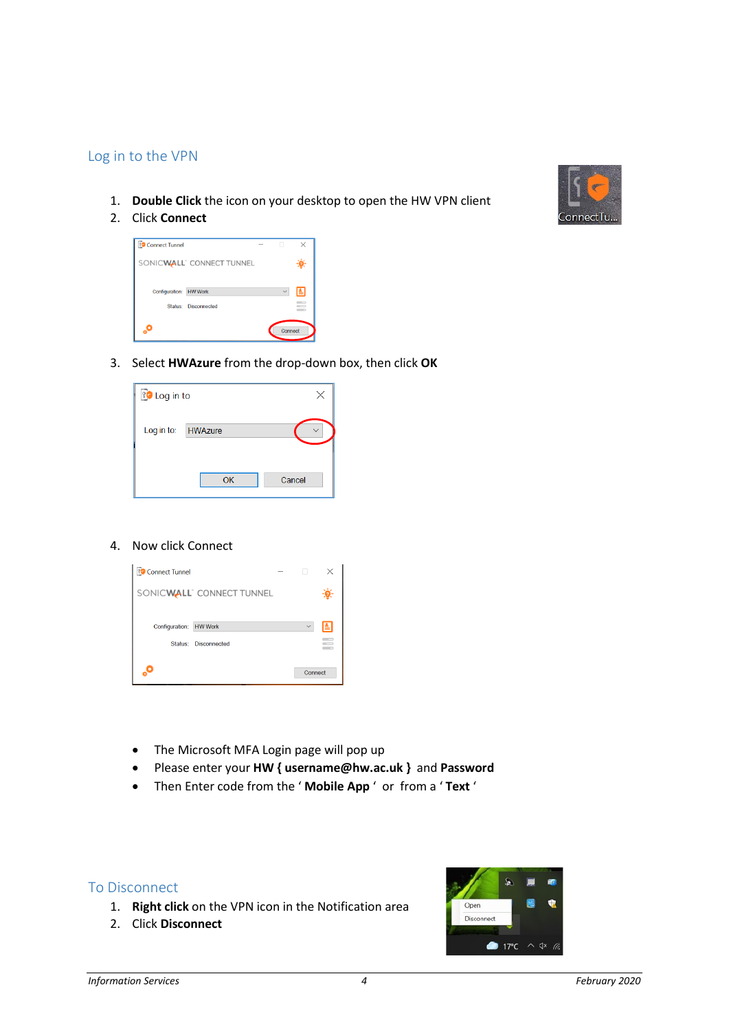## Log in to the VPN

1. **Double Click** the icon on your desktop to open the HW VPN client
2. Click **Connect**

3. Select **HWAzure** from the drop-down box, then click **OK**

4. Now click Connect

- The Microsoft MFA Login page will pop up
- Please enter your **HW { username@hw.ac.uk }** and **Password**
- Then Enter code from the ' **Mobile App** ' or from a ' **Text** '

## To Disconnect

1. **Right click** on the VPN icon in the Notification area
2. Click **Disconnect**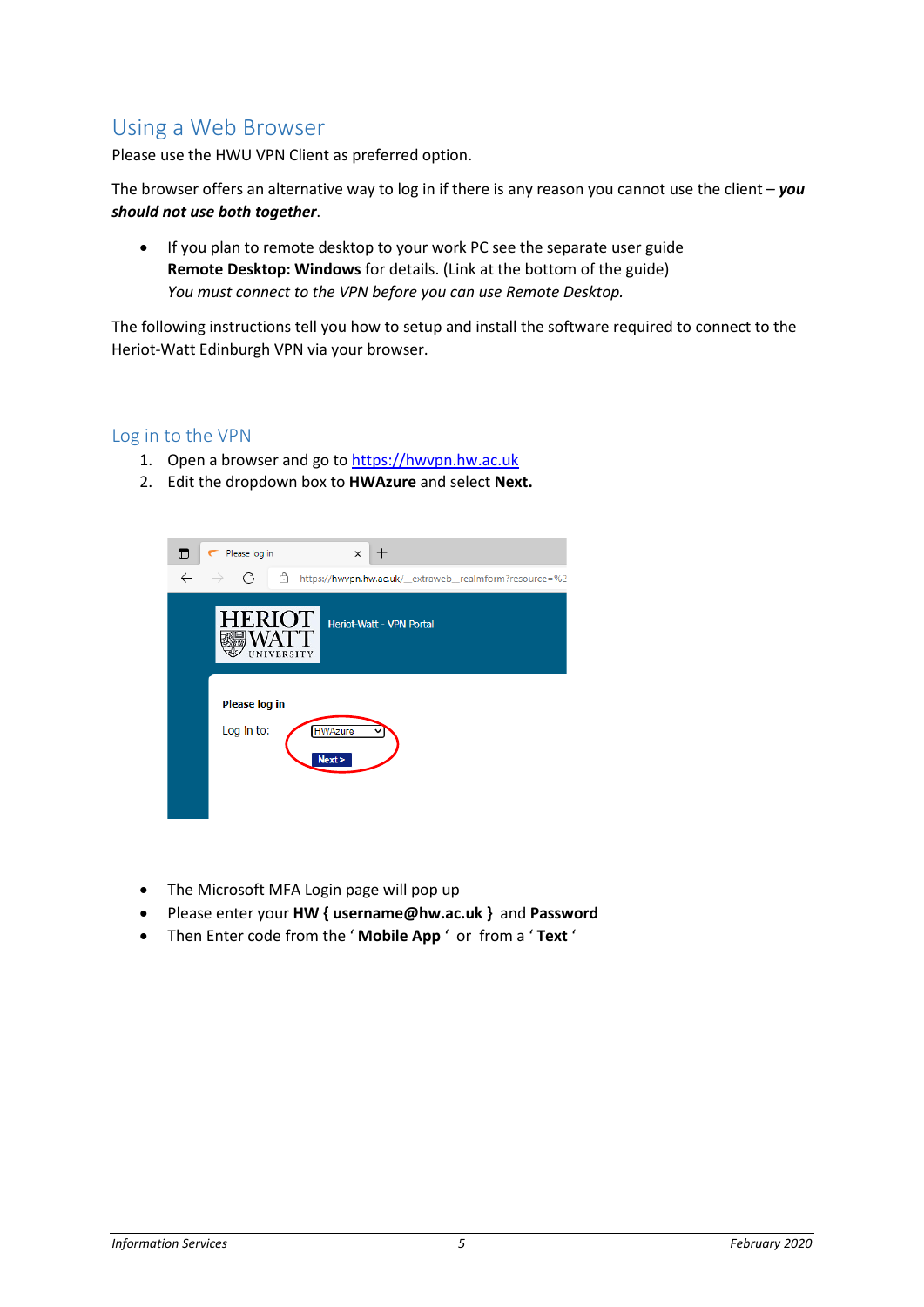## Using a Web Browser

Please use the HWU VPN Client as preferred option.

The browser offers an alternative way to log in if there is any reason you cannot use the client – ***you should not use both together***.

- If you plan to remote desktop to your work PC see the separate user guide **Remote Desktop: Windows** for details. (Link at the bottom of the guide)
  *You must connect to the VPN before you can use Remote Desktop.*

The following instructions tell you how to setup and install the software required to connect to the Heriot-Watt Edinburgh VPN via your browser.

### Log in to the VPN

1. Open a browser and go to https://hwvpn.hw.ac.uk
2. Edit the dropdown box to **HWAzure** and select **Next.**

- The Microsoft MFA Login page will pop up
- Please enter your **HW { username@hw.ac.uk }** and **Password**
- Then Enter code from the ‘ **Mobile App** ‘ or from a ‘ **Text** ‘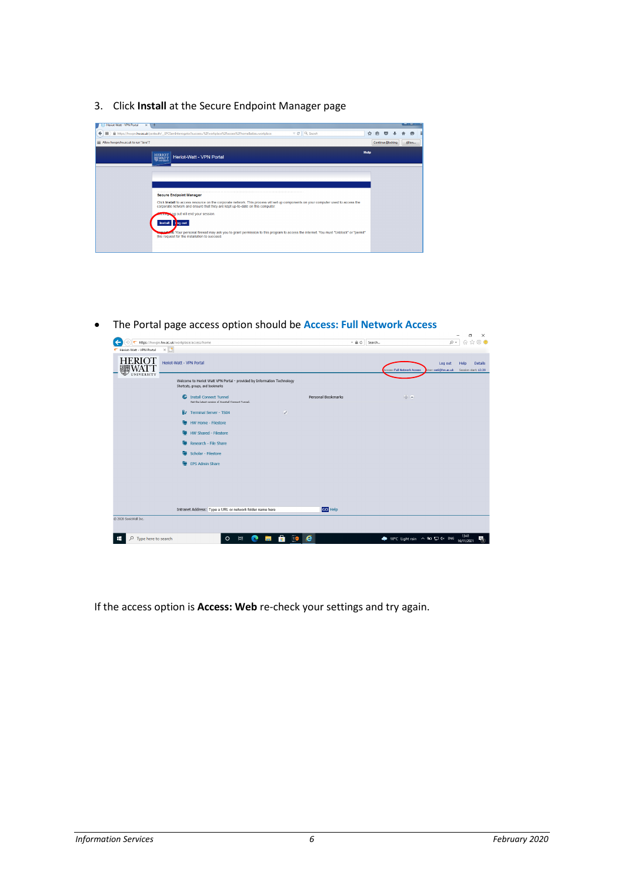3. Click **Install** at the Secure Endpoint Manager page

- The Portal page access option should be **Access: Full Network Access**

If the access option is **Access: Web** re-check your settings and try again.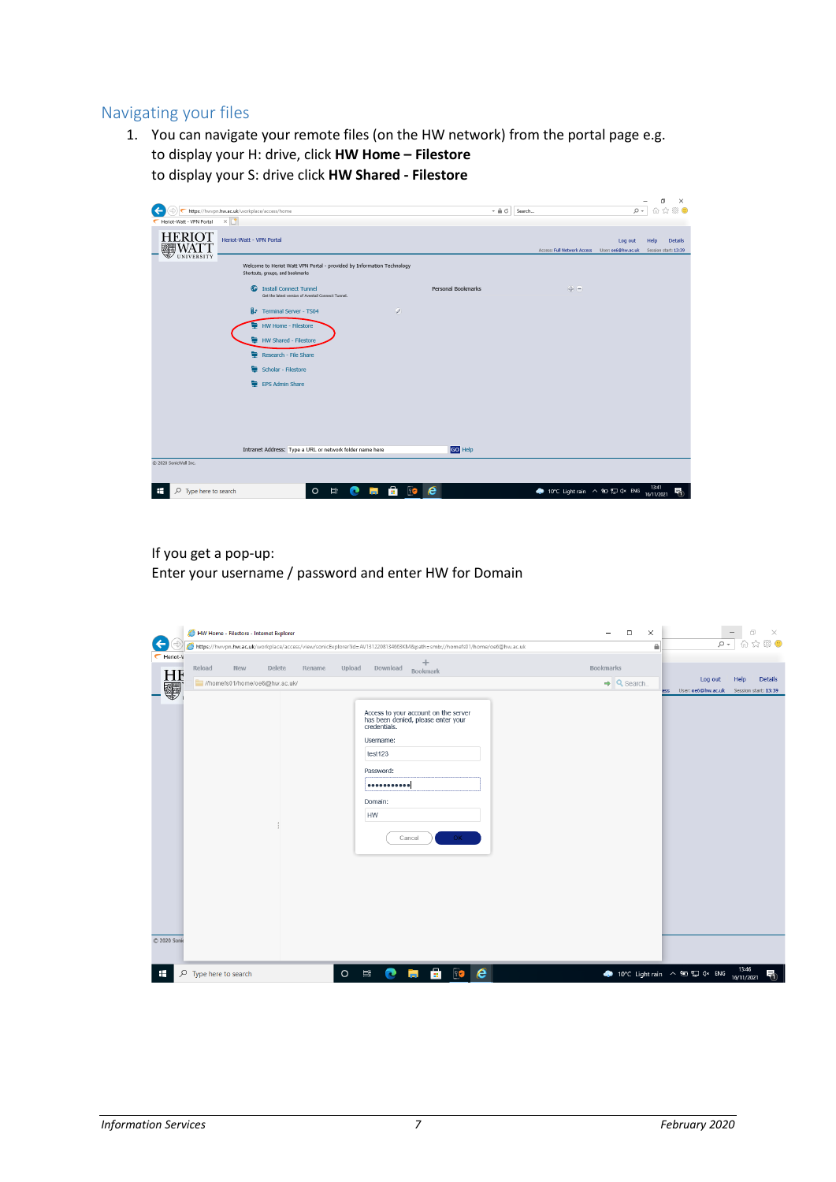## Navigating your files

1. You can navigate your remote files (on the HW network) from the portal page e.g.
   to display your H: drive, click **HW Home – Filestore**
   to display your S: drive click **HW Shared - Filestore**

   If you get a pop-up:
   Enter your username / password and enter HW for Domain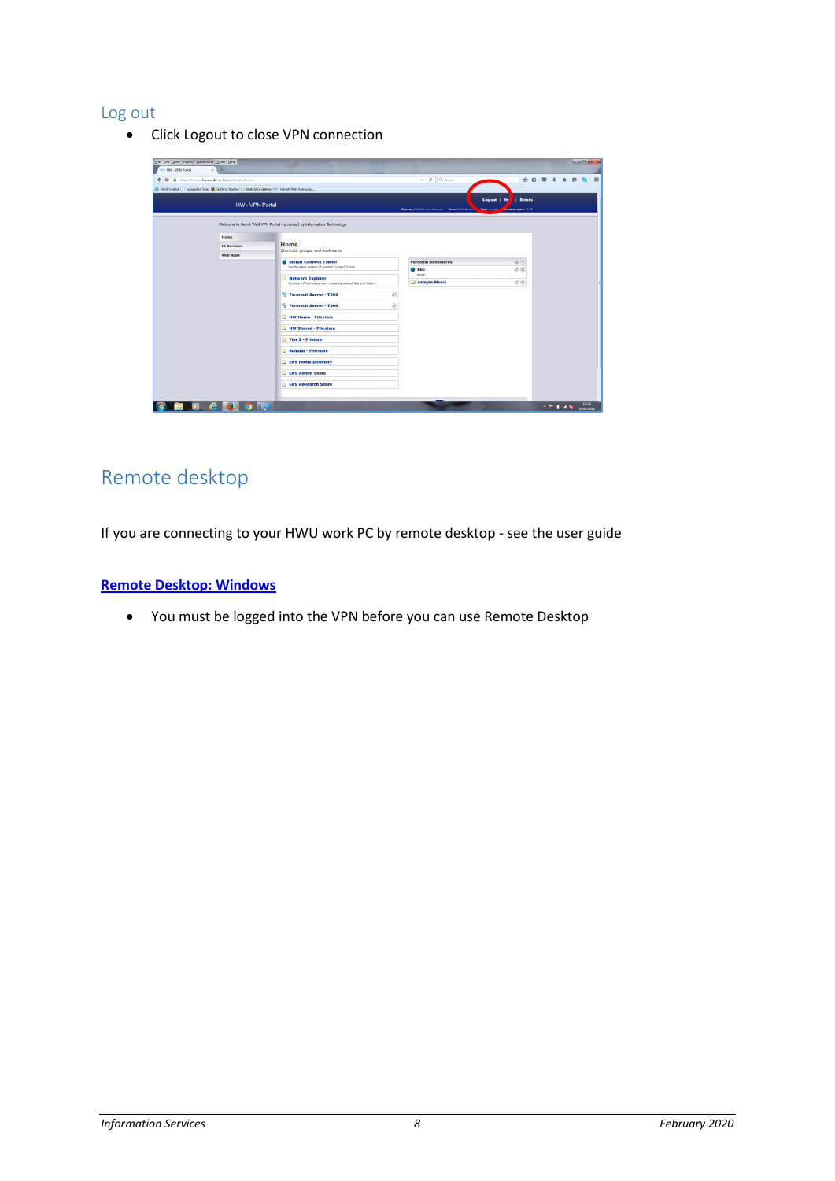## Log out

- Click Logout to close VPN connection

## Remote desktop

If you are connecting to your HWU work PC by remote desktop - see the user guide

**Remote Desktop: Windows**

- You must be logged into the VPN before you can use Remote Desktop